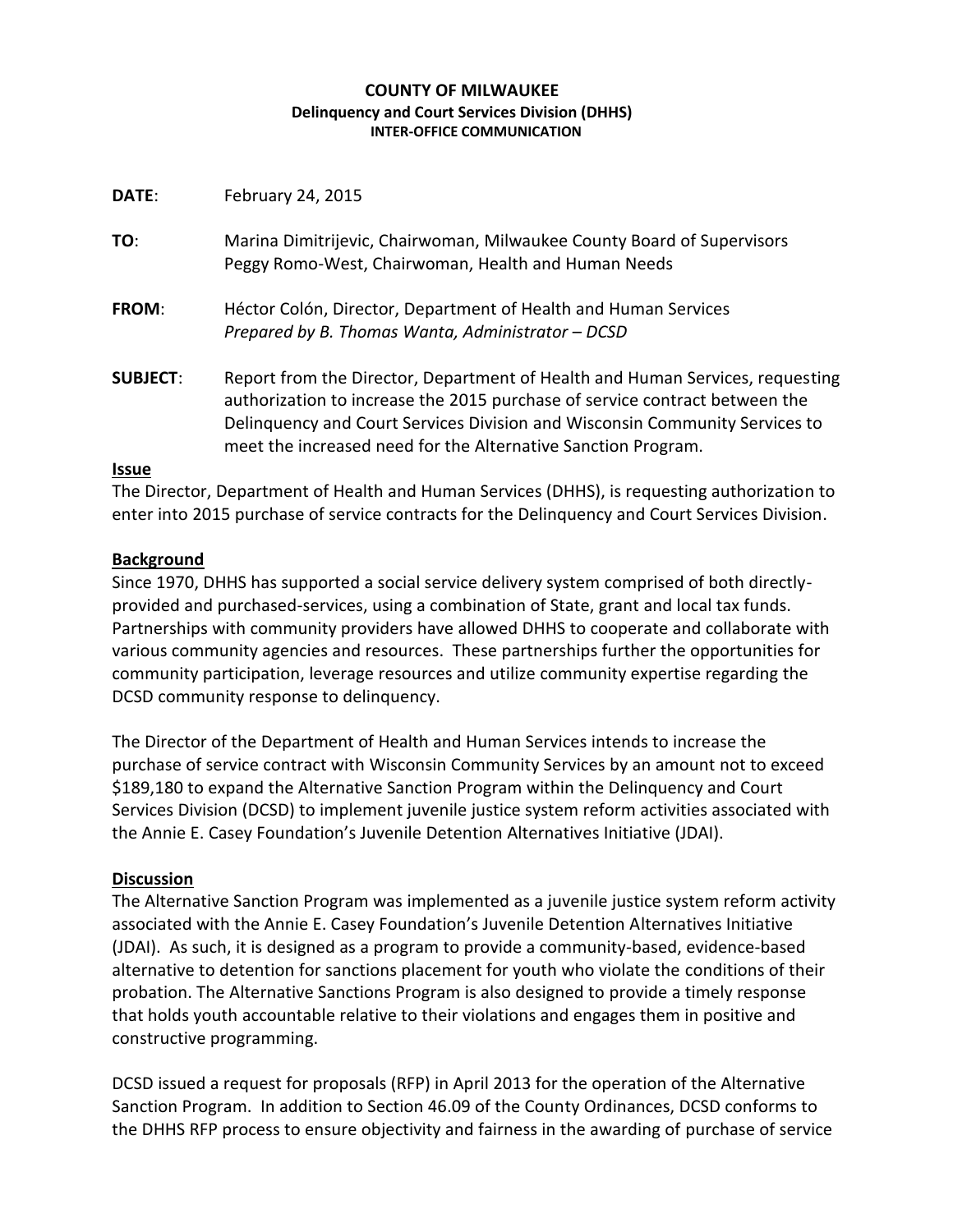**COUNTY OF MILWAUKEE**
**Delinquency and Court Services Division (DHHS)**
**INTER-OFFICE COMMUNICATION**

**DATE**: February 24, 2015

**TO**: Marina Dimitrijevic, Chairwoman, Milwaukee County Board of Supervisors
Peggy Romo-West, Chairwoman, Health and Human Needs

**FROM**: Héctor Colón, Director, Department of Health and Human Services
*Prepared by B. Thomas Wanta, Administrator – DCSD*

**SUBJECT**: Report from the Director, Department of Health and Human Services, requesting authorization to increase the 2015 purchase of service contract between the Delinquency and Court Services Division and Wisconsin Community Services to meet the increased need for the Alternative Sanction Program.

**Issue**

The Director, Department of Health and Human Services (DHHS), is requesting authorization to enter into 2015 purchase of service contracts for the Delinquency and Court Services Division.

**Background**

Since 1970, DHHS has supported a social service delivery system comprised of both directly-provided and purchased-services, using a combination of State, grant and local tax funds. Partnerships with community providers have allowed DHHS to cooperate and collaborate with various community agencies and resources. These partnerships further the opportunities for community participation, leverage resources and utilize community expertise regarding the DCSD community response to delinquency.

The Director of the Department of Health and Human Services intends to increase the purchase of service contract with Wisconsin Community Services by an amount not to exceed $189,180 to expand the Alternative Sanction Program within the Delinquency and Court Services Division (DCSD) to implement juvenile justice system reform activities associated with the Annie E. Casey Foundation's Juvenile Detention Alternatives Initiative (JDAI).

**Discussion**

The Alternative Sanction Program was implemented as a juvenile justice system reform activity associated with the Annie E. Casey Foundation's Juvenile Detention Alternatives Initiative (JDAI). As such, it is designed as a program to provide a community-based, evidence-based alternative to detention for sanctions placement for youth who violate the conditions of their probation. The Alternative Sanctions Program is also designed to provide a timely response that holds youth accountable relative to their violations and engages them in positive and constructive programming.

DCSD issued a request for proposals (RFP) in April 2013 for the operation of the Alternative Sanction Program. In addition to Section 46.09 of the County Ordinances, DCSD conforms to the DHHS RFP process to ensure objectivity and fairness in the awarding of purchase of service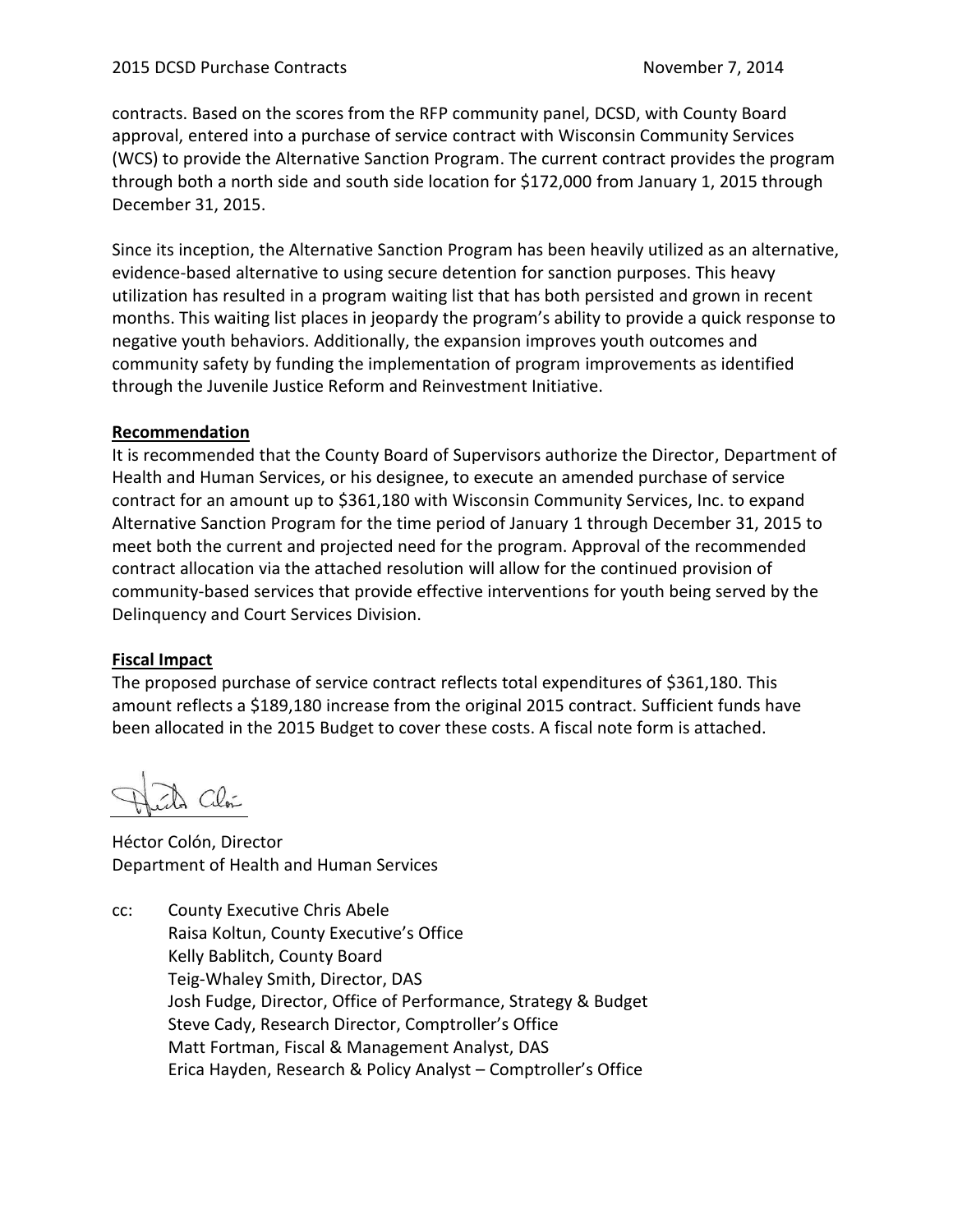contracts. Based on the scores from the RFP community panel, DCSD, with County Board approval, entered into a purchase of service contract with Wisconsin Community Services (WCS) to provide the Alternative Sanction Program. The current contract provides the program through both a north side and south side location for $172,000 from January 1, 2015 through December 31, 2015.

Since its inception, the Alternative Sanction Program has been heavily utilized as an alternative, evidence-based alternative to using secure detention for sanction purposes. This heavy utilization has resulted in a program waiting list that has both persisted and grown in recent months. This waiting list places in jeopardy the program's ability to provide a quick response to negative youth behaviors. Additionally, the expansion improves youth outcomes and community safety by funding the implementation of program improvements as identified through the Juvenile Justice Reform and Reinvestment Initiative.

**Recommendation**

It is recommended that the County Board of Supervisors authorize the Director, Department of Health and Human Services, or his designee, to execute an amended purchase of service contract for an amount up to $361,180 with Wisconsin Community Services, Inc. to expand Alternative Sanction Program for the time period of January 1 through December 31, 2015 to meet both the current and projected need for the program. Approval of the recommended contract allocation via the attached resolution will allow for the continued provision of community-based services that provide effective interventions for youth being served by the Delinquency and Court Services Division.

**Fiscal Impact**

The proposed purchase of service contract reflects total expenditures of $361,180. This amount reflects a $189,180 increase from the original 2015 contract. Sufficient funds have been allocated in the 2015 Budget to cover these costs. A fiscal note form is attached.

Héctor Colón, Director
Department of Health and Human Services

cc: County Executive Chris Abele
Raisa Koltun, County Executive's Office
Kelly Bablitch, County Board
Teig-Whaley Smith, Director, DAS
Josh Fudge, Director, Office of Performance, Strategy & Budget
Steve Cady, Research Director, Comptroller's Office
Matt Fortman, Fiscal & Management Analyst, DAS
Erica Hayden, Research & Policy Analyst – Comptroller's Office